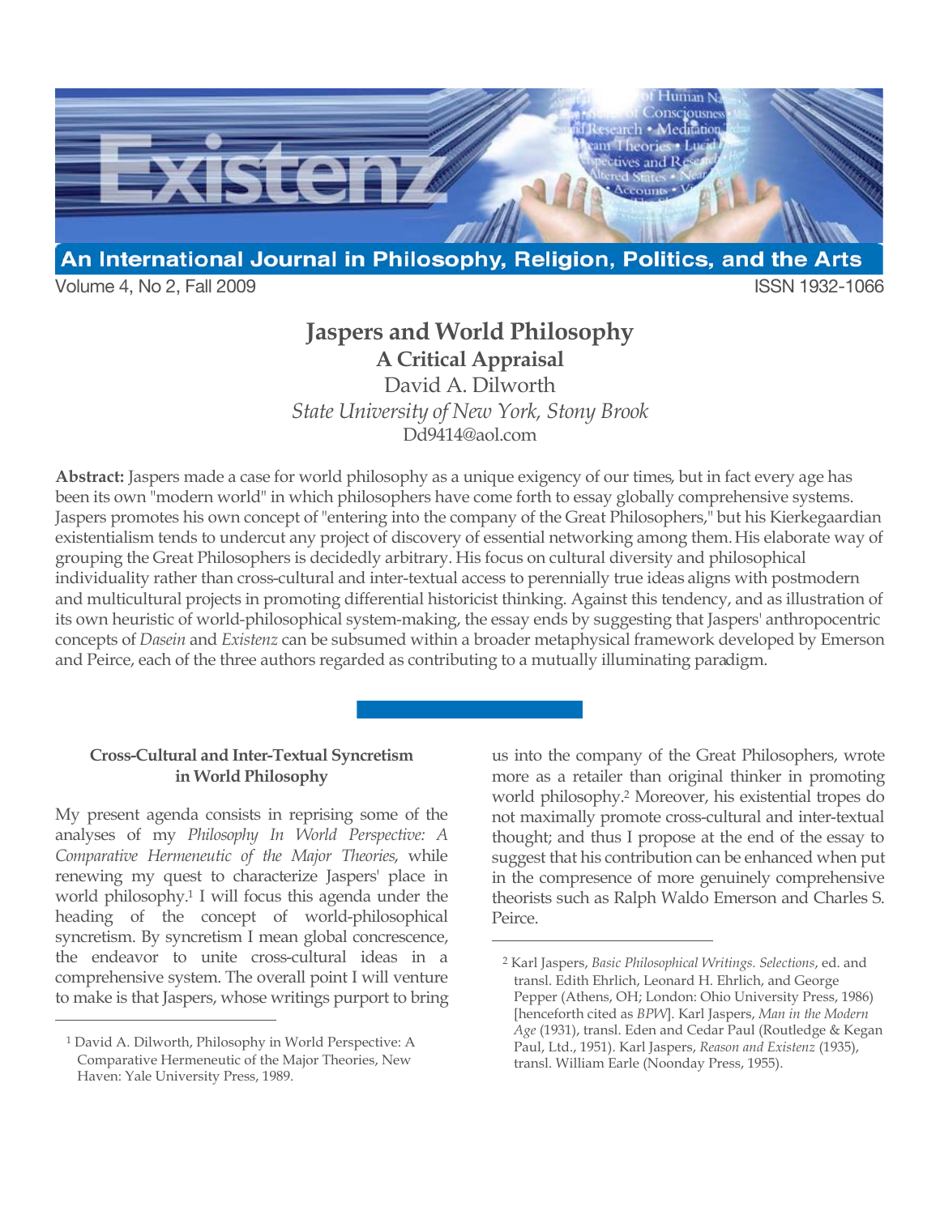# Jaspers and World Philosophy

## A Critical Appraisal

David A. Dilworth

*State University of New York, Stony Brook*

Dd9414@aol.com

**Abstract:** Jaspers made a case for world philosophy as a unique exigency of our times, but in fact every age has been its own "modern world" in which philosophers have come forth to essay globally comprehensive systems. Jaspers promotes his own concept of "entering into the company of the Great Philosophers," but his Kierkegaardian existentialism tends to undercut any project of discovery of essential networking among them. His elaborate way of grouping the Great Philosophers is decidedly arbitrary. His focus on cultural diversity and philosophical individuality rather than cross-cultural and inter-textual access to perennially true ideas aligns with postmodern and multicultural projects in promoting differential historicist thinking. Against this tendency, and as illustration of its own heuristic of world-philosophical system-making, the essay ends by suggesting that Jaspers' anthropocentric concepts of *Dasein* and *Existenz* can be subsumed within a broader metaphysical framework developed by Emerson and Peirce, each of the three authors regarded as contributing to a mutually illuminating paradigm.

### Cross-Cultural and Inter-Textual Syncretism in World Philosophy

My present agenda consists in reprising some of the analyses of my *Philosophy In World Perspective: A Comparative Hermeneutic of the Major Theories*, while renewing my quest to characterize Jaspers' place in world philosophy.[1] I will focus this agenda under the heading of the concept of world-philosophical syncretism. By syncretism I mean global concrescence, the endeavor to unite cross-cultural ideas in a comprehensive system. The overall point I will venture to make is that Jaspers, whose writings purport to bring us into the company of the Great Philosophers, wrote more as a retailer than original thinker in promoting world philosophy.[2] Moreover, his existential tropes do not maximally promote cross-cultural and inter-textual thought; and thus I propose at the end of the essay to suggest that his contribution can be enhanced when put in the compresence of more genuinely comprehensive theorists such as Ralph Waldo Emerson and Charles S. Peirce.

---

[1] David A. Dilworth, Philosophy in World Perspective: A Comparative Hermeneutic of the Major Theories, New Haven: Yale University Press, 1989.

[2] Karl Jaspers, *Basic Philosophical Writings. Selections*, ed. and transl. Edith Ehrlich, Leonard H. Ehrlich, and George Pepper (Athens, OH; London: Ohio University Press, 1986) [henceforth cited as *BPW*]. Karl Jaspers, *Man in the Modern Age* (1931), transl. Eden and Cedar Paul (Routledge & Kegan Paul, Ltd., 1951). Karl Jaspers, *Reason and Existenz* (1935), transl. William Earle (Noonday Press, 1955).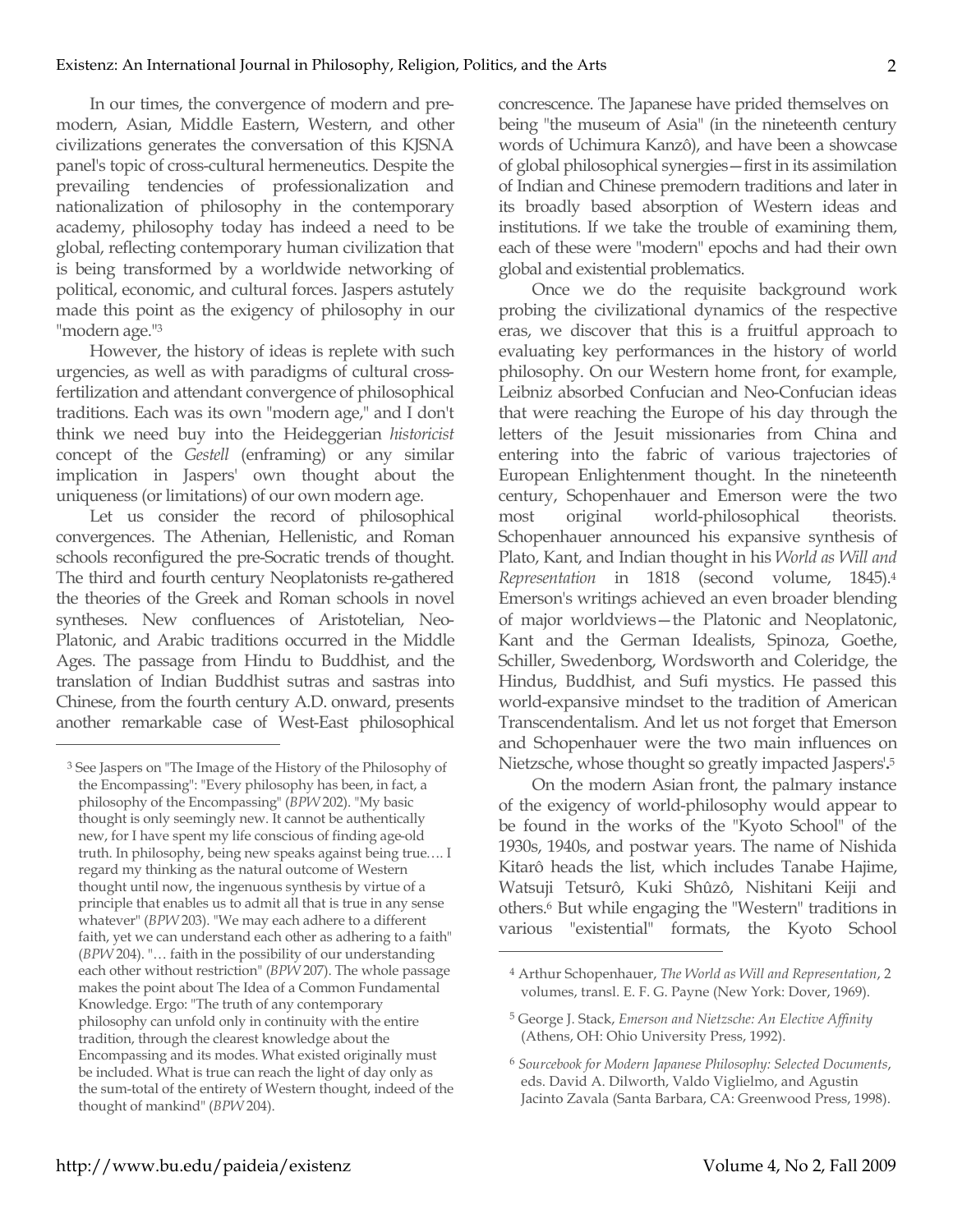In our times, the convergence of modern and pre-modern, Asian, Middle Eastern, Western, and other civilizations generates the conversation of this KJSNA panel's topic of cross-cultural hermeneutics. Despite the prevailing tendencies of professionalization and nationalization of philosophy in the contemporary academy, philosophy today has indeed a need to be global, reflecting contemporary human civilization that is being transformed by a worldwide networking of political, economic, and cultural forces. Jaspers astutely made this point as the exigency of philosophy in our "modern age."[3]

However, the history of ideas is replete with such urgencies, as well as with paradigms of cultural cross-fertilization and attendant convergence of philosophical traditions. Each was its own "modern age," and I don't think we need buy into the Heideggerian *historicist* concept of the *Gestell* (enframing) or any similar implication in Jaspers' own thought about the uniqueness (or limitations) of our own modern age.

Let us consider the record of philosophical convergences. The Athenian, Hellenistic, and Roman schools reconfigured the pre-Socratic trends of thought. The third and fourth century Neoplatonists re-gathered the theories of the Greek and Roman schools in novel syntheses. New confluences of Aristotelian, Neo-Platonic, and Arabic traditions occurred in the Middle Ages. The passage from Hindu to Buddhist, and the translation of Indian Buddhist sutras and sastras into Chinese, from the fourth century A.D. onward, presents another remarkable case of West-East philosophical concrescence. The Japanese have prided themselves on being "the museum of Asia" (in the nineteenth century words of Uchimura Kanzô), and have been a showcase of global philosophical synergies—first in its assimilation of Indian and Chinese premodern traditions and later in its broadly based absorption of Western ideas and institutions. If we take the trouble of examining them, each of these were "modern" epochs and had their own global and existential problematics.

Once we do the requisite background work probing the civilizational dynamics of the respective eras, we discover that this is a fruitful approach to evaluating key performances in the history of world philosophy. On our Western home front, for example, Leibniz absorbed Confucian and Neo-Confucian ideas that were reaching the Europe of his day through the letters of the Jesuit missionaries from China and entering into the fabric of various trajectories of European Enlightenment thought. In the nineteenth century, Schopenhauer and Emerson were the two most original world-philosophical theorists. Schopenhauer announced his expansive synthesis of Plato, Kant, and Indian thought in his *World as Will and Representation* in 1818 (second volume, 1845).[4] Emerson's writings achieved an even broader blending of major worldviews—the Platonic and Neoplatonic, Kant and the German Idealists, Spinoza, Goethe, Schiller, Swedenborg, Wordsworth and Coleridge, the Hindus, Buddhist, and Sufi mystics. He passed this world-expansive mindset to the tradition of American Transcendentalism. And let us not forget that Emerson and Schopenhauer were the two main influences on Nietzsche, whose thought so greatly impacted Jaspers'.[5]

On the modern Asian front, the palmary instance of the exigency of world-philosophy would appear to be found in the works of the "Kyoto School" of the 1930s, 1940s, and postwar years. The name of Nishida Kitarô heads the list, which includes Tanabe Hajime, Watsuji Tetsurô, Kuki Shûzô, Nishitani Keiji and others.[6] But while engaging the "Western" traditions in various "existential" formats, the Kyoto School

---

[3] See Jaspers on "The Image of the History of the Philosophy of the Encompassing": "Every philosophy has been, in fact, a philosophy of the Encompassing" (*BPW* 202). "My basic thought is only seemingly new. It cannot be authentically new, for I have spent my life conscious of finding age-old truth. In philosophy, being new speaks against being true…. I regard my thinking as the natural outcome of Western thought until now, the ingenuous synthesis by virtue of a principle that enables us to admit all that is true in any sense whatever" (*BPW* 203). "We may each adhere to a different faith, yet we can understand each other as adhering to a faith" (*BPW* 204). "… faith in the possibility of our understanding each other without restriction" (*BPW* 207). The whole passage makes the point about The Idea of a Common Fundamental Knowledge. Ergo: "The truth of any contemporary philosophy can unfold only in continuity with the entire tradition, through the clearest knowledge about the Encompassing and its modes. What existed originally must be included. What is true can reach the light of day only as the sum-total of the entirety of Western thought, indeed of the thought of mankind" (*BPW* 204).

[4] Arthur Schopenhauer, *The World as Will and Representation*, 2 volumes, transl. E. F. G. Payne (New York: Dover, 1969).

[5] George J. Stack, *Emerson and Nietzsche: An Elective Affinity* (Athens, OH: Ohio University Press, 1992).

[6] *Sourcebook for Modern Japanese Philosophy: Selected Documents*, eds. David A. Dilworth, Valdo Viglielmo, and Agustin Jacinto Zavala (Santa Barbara, CA: Greenwood Press, 1998).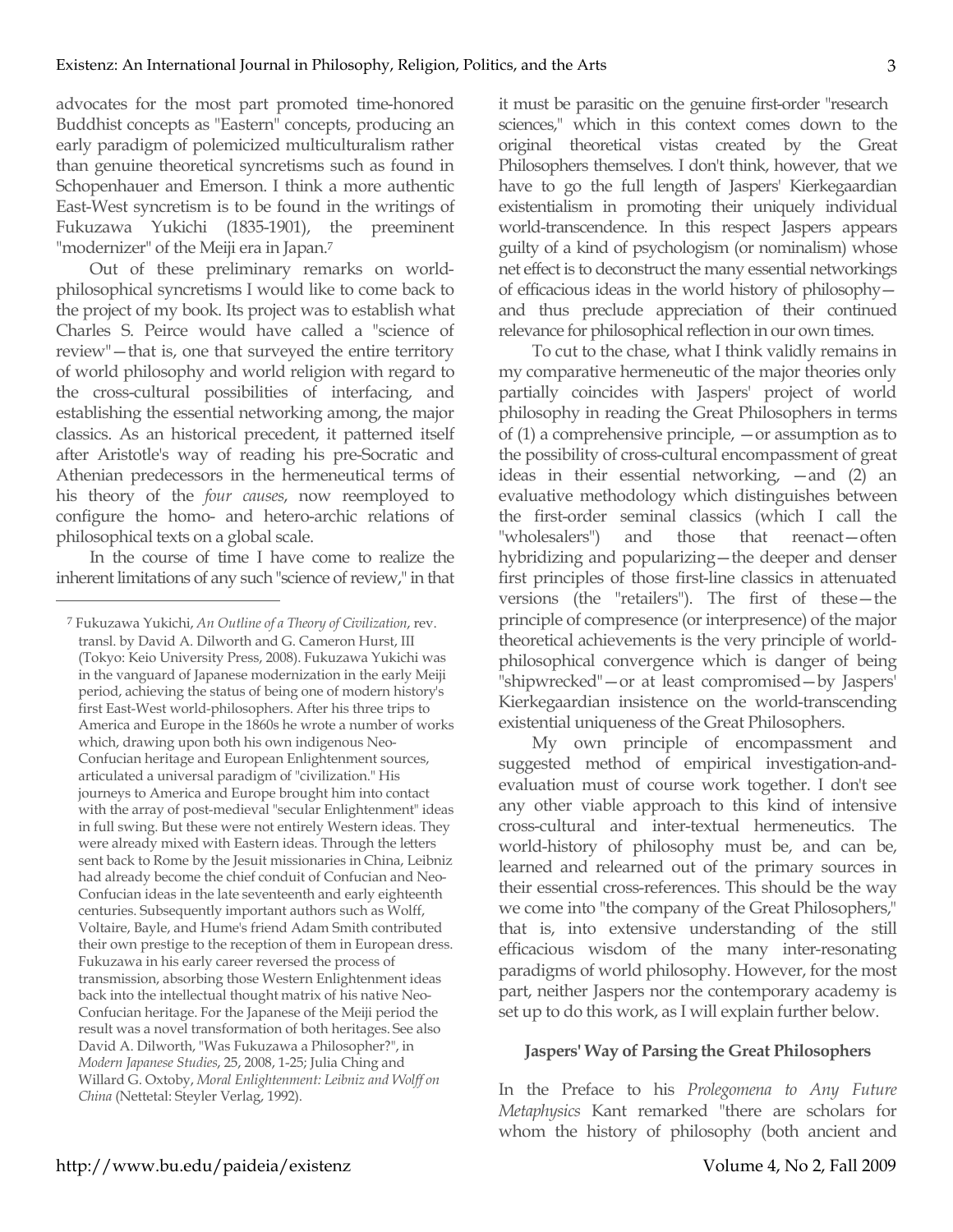advocates for the most part promoted time-honored Buddhist concepts as "Eastern" concepts, producing an early paradigm of polemicized multiculturalism rather than genuine theoretical syncretisms such as found in Schopenhauer and Emerson. I think a more authentic East-West syncretism is to be found in the writings of Fukuzawa Yukichi (1835-1901), the preeminent "modernizer" of the Meiji era in Japan.[7]

Out of these preliminary remarks on world-philosophical syncretisms I would like to come back to the project of my book. Its project was to establish what Charles S. Peirce would have called a "science of review"—that is, one that surveyed the entire territory of world philosophy and world religion with regard to the cross-cultural possibilities of interfacing, and establishing the essential networking among, the major classics. As an historical precedent, it patterned itself after Aristotle's way of reading his pre-Socratic and Athenian predecessors in the hermeneutical terms of his theory of the *four causes*, now reemployed to configure the homo- and hetero-archic relations of philosophical texts on a global scale.

In the course of time I have come to realize the inherent limitations of any such "science of review," in that it must be parasitic on the genuine first-order "research sciences," which in this context comes down to the original theoretical vistas created by the Great Philosophers themselves. I don't think, however, that we have to go the full length of Jaspers' Kierkegaardian existentialism in promoting their uniquely individual world-transcendence. In this respect Jaspers appears guilty of a kind of psychologism (or nominalism) whose net effect is to deconstruct the many essential networkings of efficacious ideas in the world history of philosophy—and thus preclude appreciation of their continued relevance for philosophical reflection in our own times.

To cut to the chase, what I think validly remains in my comparative hermeneutic of the major theories only partially coincides with Jaspers' project of world philosophy in reading the Great Philosophers in terms of (1) a comprehensive principle, —or assumption as to the possibility of cross-cultural encompassment of great ideas in their essential networking, —and (2) an evaluative methodology which distinguishes between the first-order seminal classics (which I call the "wholesalers") and those that reenact—often hybridizing and popularizing—the deeper and denser first principles of those first-line classics in attenuated versions (the "retailers"). The first of these—the principle of compresence (or interpresence) of the major theoretical achievements is the very principle of world-philosophical convergence which is danger of being "shipwrecked"—or at least compromised—by Jaspers' Kierkegaardian insistence on the world-transcending existential uniqueness of the Great Philosophers.

My own principle of encompassment and suggested method of empirical investigation-and-evaluation must of course work together. I don't see any other viable approach to this kind of intensive cross-cultural and inter-textual hermeneutics. The world-history of philosophy must be, and can be, learned and relearned out of the primary sources in their essential cross-references. This should be the way we come into "the company of the Great Philosophers," that is, into extensive understanding of the still efficacious wisdom of the many inter-resonating paradigms of world philosophy. However, for the most part, neither Jaspers nor the contemporary academy is set up to do this work, as I will explain further below.

### Jaspers' Way of Parsing the Great Philosophers

In the Preface to his *Prolegomena to Any Future Metaphysics* Kant remarked "there are scholars for whom the history of philosophy (both ancient and

---

[7] Fukuzawa Yukichi, *An Outline of a Theory of Civilization*, rev. transl. by David A. Dilworth and G. Cameron Hurst, III (Tokyo: Keio University Press, 2008). Fukuzawa Yukichi was in the vanguard of Japanese modernization in the early Meiji period, achieving the status of being one of modern history's first East-West world-philosophers. After his three trips to America and Europe in the 1860s he wrote a number of works which, drawing upon both his own indigenous Neo-Confucian heritage and European Enlightenment sources, articulated a universal paradigm of "civilization." His journeys to America and Europe brought him into contact with the array of post-medieval "secular Enlightenment" ideas in full swing. But these were not entirely Western ideas. They were already mixed with Eastern ideas. Through the letters sent back to Rome by the Jesuit missionaries in China, Leibniz had already become the chief conduit of Confucian and Neo-Confucian ideas in the late seventeenth and early eighteenth centuries. Subsequently important authors such as Wolff, Voltaire, Bayle, and Hume's friend Adam Smith contributed their own prestige to the reception of them in European dress. Fukuzawa in his early career reversed the process of transmission, absorbing those Western Enlightenment ideas back into the intellectual thought matrix of his native Neo-Confucian heritage. For the Japanese of the Meiji period the result was a novel transformation of both heritages. See also David A. Dilworth, "Was Fukuzawa a Philosopher?", in *Modern Japanese Studies*, 25, 2008, 1-25; Julia Ching and Willard G. Oxtoby, *Moral Enlightenment: Leibniz and Wolff on China* (Nettetal: Steyler Verlag, 1992).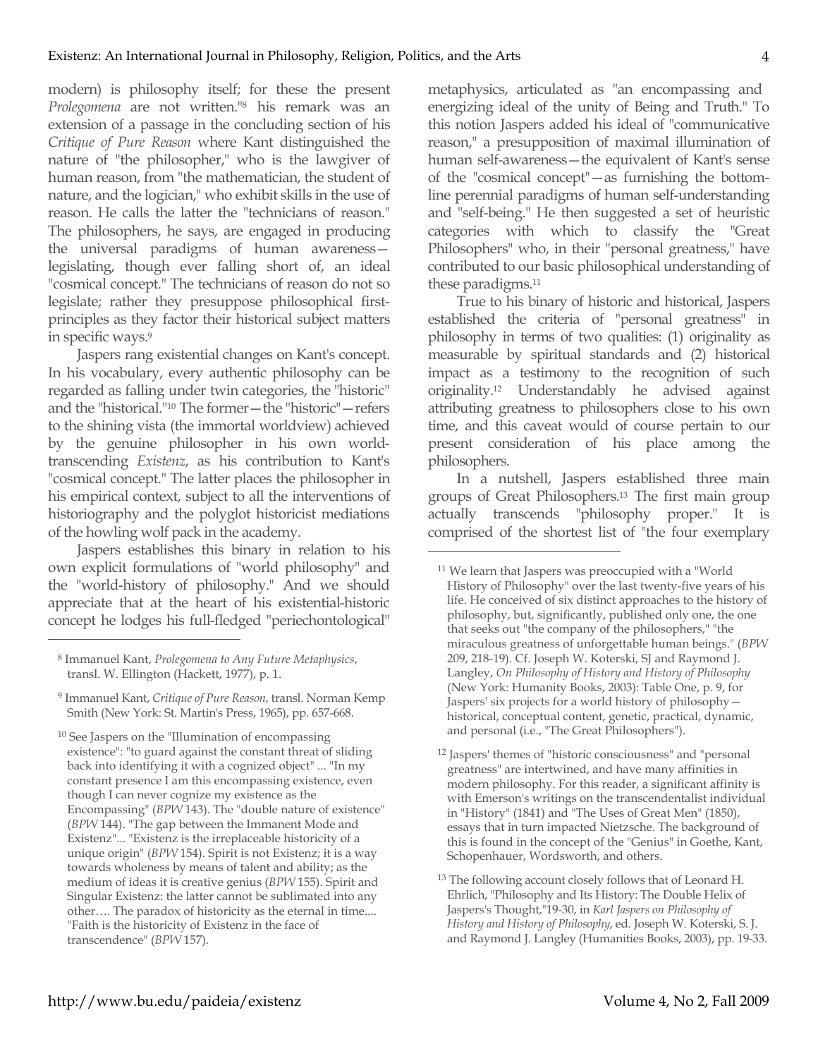modern) is philosophy itself; for these the present *Prolegomena* are not written."[8] his remark was an extension of a passage in the concluding section of his *Critique of Pure Reason* where Kant distinguished the nature of "the philosopher," who is the lawgiver of human reason, from "the mathematician, the student of nature, and the logician," who exhibit skills in the use of reason. He calls the latter the "technicians of reason." The philosophers, he says, are engaged in producing the universal paradigms of human awareness—legislating, though ever falling short of, an ideal "cosmical concept." The technicians of reason do not so legislate; rather they presuppose philosophical first-principles as they factor their historical subject matters in specific ways.[9]

Jaspers rang existential changes on Kant's concept. In his vocabulary, every authentic philosophy can be regarded as falling under twin categories, the "historic" and the "historical."[10] The former—the "historic"—refers to the shining vista (the immortal worldview) achieved by the genuine philosopher in his own world-transcending *Existenz*, as his contribution to Kant's "cosmical concept." The latter places the philosopher in his empirical context, subject to all the interventions of historiography and the polyglot historicist mediations of the howling wolf pack in the academy.

Jaspers establishes this binary in relation to his own explicit formulations of "world philosophy" and the "world-history of philosophy." And we should appreciate that at the heart of his existential-historic concept he lodges his full-fledged "periechontological" metaphysics, articulated as "an encompassing and energizing ideal of the unity of Being and Truth." To this notion Jaspers added his ideal of "communicative reason," a presupposition of maximal illumination of human self-awareness—the equivalent of Kant's sense of the "cosmical concept"—as furnishing the bottom-line perennial paradigms of human self-understanding and "self-being." He then suggested a set of heuristic categories with which to classify the "Great Philosophers" who, in their "personal greatness," have contributed to our basic philosophical understanding of these paradigms.[11]

True to his binary of historic and historical, Jaspers established the criteria of "personal greatness" in philosophy in terms of two qualities: (1) originality as measurable by spiritual standards and (2) historical impact as a testimony to the recognition of such originality.[12] Understandably he advised against attributing greatness to philosophers close to his own time, and this caveat would of course pertain to our present consideration of his place among the philosophers.

In a nutshell, Jaspers established three main groups of Great Philosophers.[13] The first main group actually transcends "philosophy proper." It is comprised of the shortest list of "the four exemplary

---

[8] Immanuel Kant, *Prolegomena to Any Future Metaphysics*, transl. W. Ellington (Hackett, 1977), p. 1.

[9] Immanuel Kant, *Critique of Pure Reason*, transl. Norman Kemp Smith (New York: St. Martin's Press, 1965), pp. 657-668.

[10] See Jaspers on the "Illumination of encompassing existence": "to guard against the constant threat of sliding back into identifying it with a cognized object" ... "In my constant presence I am this encompassing existence, even though I can never cognize my existence as the Encompassing" (*BPW* 143). The "double nature of existence" (*BPW* 144). "The gap between the Immanent Mode and Existenz"... "Existenz is the irreplaceable historicity of a unique origin" (*BPW* 154). Spirit is not Existenz; it is a way towards wholeness by means of talent and ability; as the medium of ideas it is creative genius (*BPW* 155). Spirit and Singular Existenz: the latter cannot be sublimated into any other…. The paradox of historicity as the eternal in time.... "Faith is the historicity of Existenz in the face of transcendence" (*BPW* 157).

[11] We learn that Jaspers was preoccupied with a "World History of Philosophy" over the last twenty-five years of his life. He conceived of six distinct approaches to the history of philosophy, but, significantly, published only one, the one that seeks out "the company of the philosophers," "the miraculous greatness of unforgettable human beings." (*BPW* 209, 218-19). Cf. Joseph W. Koterski, SJ and Raymond J. Langley, *On Philosophy of History and History of Philosophy* (New York: Humanity Books, 2003): Table One, p. 9, for Jaspers' six projects for a world history of philosophy—historical, conceptual content, genetic, practical, dynamic, and personal (i.e., "The Great Philosophers").

[12] Jaspers' themes of "historic consciousness" and "personal greatness" are intertwined, and have many affinities in modern philosophy. For this reader, a significant affinity is with Emerson's writings on the transcendentalist individual in "History" (1841) and "The Uses of Great Men" (1850), essays that in turn impacted Nietzsche. The background of this is found in the concept of the "Genius" in Goethe, Kant, Schopenhauer, Wordsworth, and others.

[13] The following account closely follows that of Leonard H. Ehrlich, "Philosophy and Its History: The Double Helix of Jaspers's Thought,"19-30, in *Karl Jaspers on Philosophy of History and History of Philosophy*, ed. Joseph W. Koterski, S. J. and Raymond J. Langley (Humanities Books, 2003), pp. 19-33.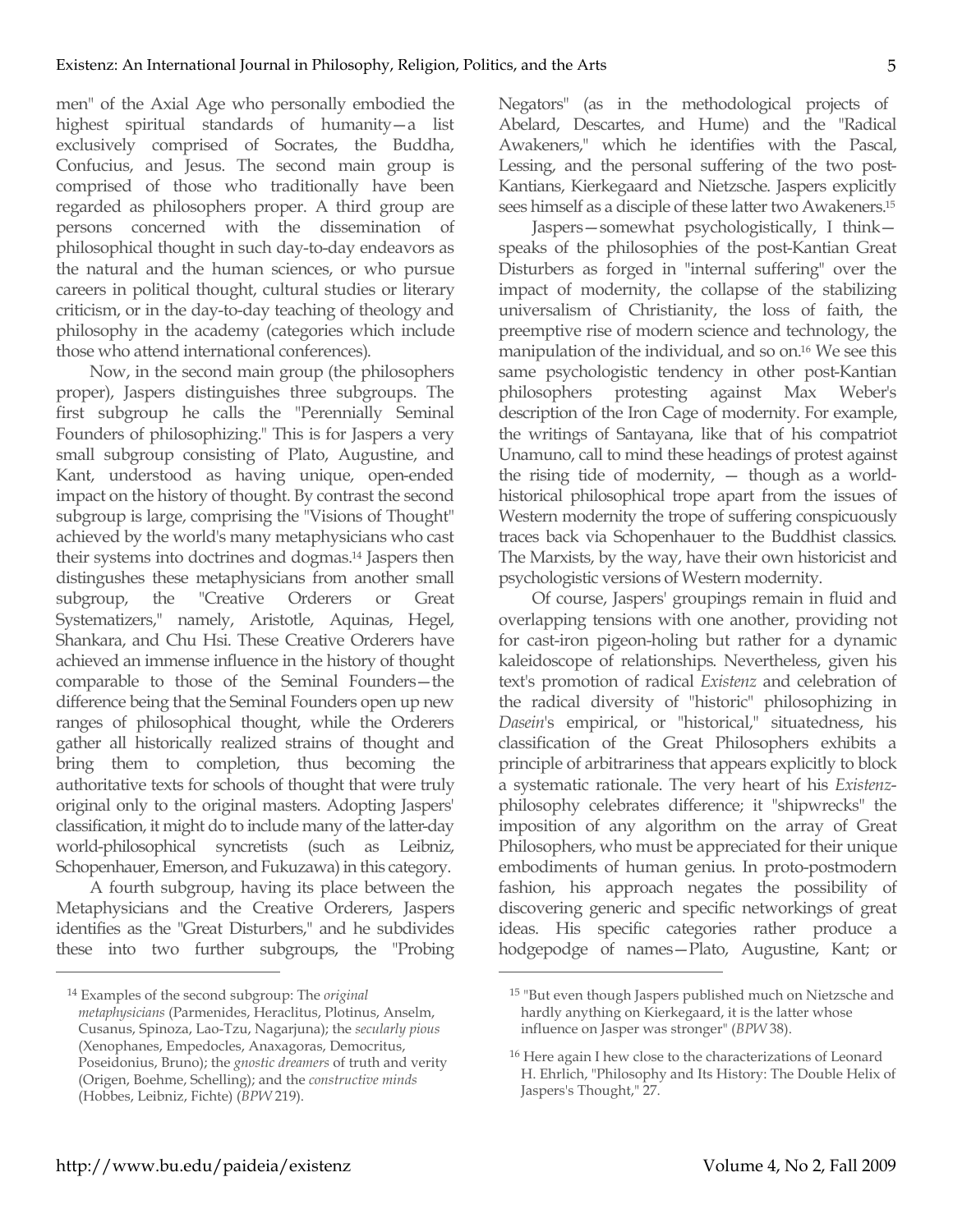men" of the Axial Age who personally embodied the highest spiritual standards of humanity—a list exclusively comprised of Socrates, the Buddha, Confucius, and Jesus. The second main group is comprised of those who traditionally have been regarded as philosophers proper. A third group are persons concerned with the dissemination of philosophical thought in such day-to-day endeavors as the natural and the human sciences, or who pursue careers in political thought, cultural studies or literary criticism, or in the day-to-day teaching of theology and philosophy in the academy (categories which include those who attend international conferences).

Now, in the second main group (the philosophers proper), Jaspers distinguishes three subgroups. The first subgroup he calls the "Perennially Seminal Founders of philosophizing." This is for Jaspers a very small subgroup consisting of Plato, Augustine, and Kant, understood as having unique, open-ended impact on the history of thought. By contrast the second subgroup is large, comprising the "Visions of Thought" achieved by the world's many metaphysicians who cast their systems into doctrines and dogmas.[14] Jaspers then distingushes these metaphysicians from another small subgroup, the "Creative Orderers or Great Systematizers," namely, Aristotle, Aquinas, Hegel, Shankara, and Chu Hsi. These Creative Orderers have achieved an immense influence in the history of thought comparable to those of the Seminal Founders—the difference being that the Seminal Founders open up new ranges of philosophical thought, while the Orderers gather all historically realized strains of thought and bring them to completion, thus becoming the authoritative texts for schools of thought that were truly original only to the original masters. Adopting Jaspers' classification, it might do to include many of the latter-day world-philosophical syncretists (such as Leibniz, Schopenhauer, Emerson, and Fukuzawa) in this category.

A fourth subgroup, having its place between the Metaphysicians and the Creative Orderers, Jaspers identifies as the "Great Disturbers," and he subdivides these into two further subgroups, the "Probing Negators" (as in the methodological projects of Abelard, Descartes, and Hume) and the "Radical Awakeners," which he identifies with the Pascal, Lessing, and the personal suffering of the two post-Kantians, Kierkegaard and Nietzsche. Jaspers explicitly sees himself as a disciple of these latter two Awakeners.[15]

Jaspers—somewhat psychologistically, I think—speaks of the philosophies of the post-Kantian Great Disturbers as forged in "internal suffering" over the impact of modernity, the collapse of the stabilizing universalism of Christianity, the loss of faith, the preemptive rise of modern science and technology, the manipulation of the individual, and so on.[16] We see this same psychologistic tendency in other post-Kantian philosophers protesting against Max Weber's description of the Iron Cage of modernity. For example, the writings of Santayana, like that of his compatriot Unamuno, call to mind these headings of protest against the rising tide of modernity, — though as a world-historical philosophical trope apart from the issues of Western modernity the trope of suffering conspicuously traces back via Schopenhauer to the Buddhist classics. The Marxists, by the way, have their own historicist and psychologistic versions of Western modernity.

Of course, Jaspers' groupings remain in fluid and overlapping tensions with one another, providing not for cast-iron pigeon-holing but rather for a dynamic kaleidoscope of relationships. Nevertheless, given his text's promotion of radical *Existenz* and celebration of the radical diversity of "historic" philosophizing in *Dasein*'s empirical, or "historical," situatedness, his classification of the Great Philosophers exhibits a principle of arbitrariness that appears explicitly to block a systematic rationale. The very heart of his *Existenz*-philosophy celebrates difference; it "shipwrecks" the imposition of any algorithm on the array of Great Philosophers, who must be appreciated for their unique embodiments of human genius. In proto-postmodern fashion, his approach negates the possibility of discovering generic and specific networkings of great ideas. His specific categories rather produce a hodgepodge of names—Plato, Augustine, Kant; or

---

[14] Examples of the second subgroup: The *original metaphysicians* (Parmenides, Heraclitus, Plotinus, Anselm, Cusanus, Spinoza, Lao-Tzu, Nagarjuna); the *secularly pious* (Xenophanes, Empedocles, Anaxagoras, Democritus, Poseidonius, Bruno); the *gnostic dreamers* of truth and verity (Origen, Boehme, Schelling); and the *constructive minds* (Hobbes, Leibniz, Fichte) (*BPW* 219).

[15] "But even though Jaspers published much on Nietzsche and hardly anything on Kierkegaard, it is the latter whose influence on Jasper was stronger" (*BPW* 38).

[16] Here again I hew close to the characterizations of Leonard H. Ehrlich, "Philosophy and Its History: The Double Helix of Jaspers's Thought," 27.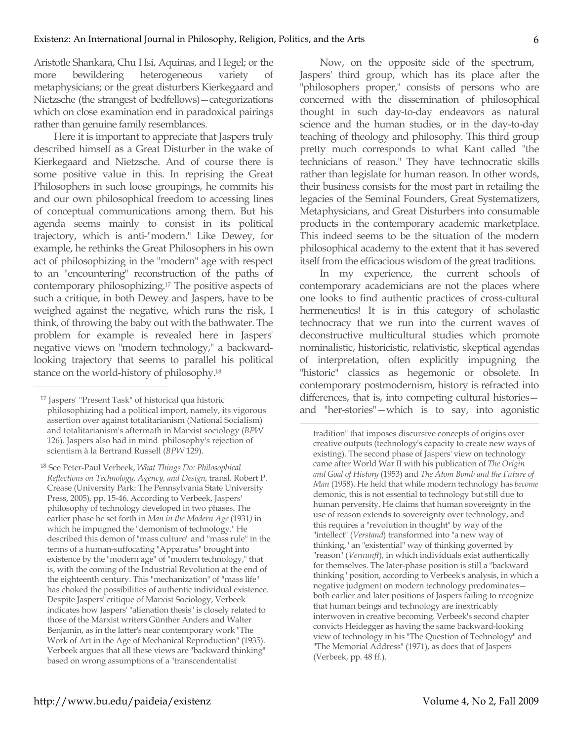Aristotle Shankara, Chu Hsi, Aquinas, and Hegel; or the more bewildering heterogeneous variety of metaphysicians; or the great disturbers Kierkegaard and Nietzsche (the strangest of bedfellows)—categorizations which on close examination end in paradoxical pairings rather than genuine family resemblances.

Here it is important to appreciate that Jaspers truly described himself as a Great Disturber in the wake of Kierkegaard and Nietzsche. And of course there is some positive value in this. In reprising the Great Philosophers in such loose groupings, he commits his and our own philosophical freedom to accessing lines of conceptual communications among them. But his agenda seems mainly to consist in its political trajectory, which is anti-"modern." Like Dewey, for example, he rethinks the Great Philosophers in his own act of philosophizing in the "modern" age with respect to an "encountering" reconstruction of the paths of contemporary philosophizing.[17] The positive aspects of such a critique, in both Dewey and Jaspers, have to be weighed against the negative, which runs the risk, I think, of throwing the baby out with the bathwater. The problem for example is revealed here in Jaspers' negative views on "modern technology," a backward-looking trajectory that seems to parallel his political stance on the world-history of philosophy.[18]

Now, on the opposite side of the spectrum, Jaspers' third group, which has its place after the "philosophers proper," consists of persons who are concerned with the dissemination of philosophical thought in such day-to-day endeavors as natural science and the human studies, or in the day-to-day teaching of theology and philosophy. This third group pretty much corresponds to what Kant called "the technicians of reason." They have technocratic skills rather than legislate for human reason. In other words, their business consists for the most part in retailing the legacies of the Seminal Founders, Great Systematizers, Metaphysicians, and Great Disturbers into consumable products in the contemporary academic marketplace. This indeed seems to be the situation of the modern philosophical academy to the extent that it has severed itself from the efficacious wisdom of the great traditions.

In my experience, the current schools of contemporary academicians are not the places where one looks to find authentic practices of cross-cultural hermeneutics! It is in this category of scholastic technocracy that we run into the current waves of deconstructive multicultural studies which promote nominalistic, historicistic, relativistic, skeptical agendas of interpretation, often explicitly impugning the "historic" classics as hegemonic or obsolete. In contemporary postmodernism, history is refracted into differences, that is, into competing cultural histories—and "her-stories"—which is to say, into agonistic

---

[17] Jaspers' "Present Task" of historical qua historic philosophizing had a political import, namely, its vigorous assertion over against totalitarianism (National Socialism) and totalitarianism's aftermath in Marxist sociology (*BPW* 126). Jaspers also had in mind philosophy's rejection of scientism à la Bertrand Russell (*BPW* 129).

[18] See Peter-Paul Verbeek, *What Things Do: Philosophical Reflections on Technology, Agency, and Design*, transl. Robert P. Crease (University Park: The Pennsylvania State University Press, 2005), pp. 15-46. According to Verbeek, Jaspers' philosophy of technology developed in two phases. The earlier phase he set forth in *Man in the Modern Age* (1931) in which he impugned the "demonism of technology." He described this demon of "mass culture" and "mass rule" in the terms of a human-suffocating "Apparatus" brought into existence by the "modern age" of "modern technology," that is, with the coming of the Industrial Revolution at the end of the eighteenth century. This "mechanization" of "mass life" has choked the possibilities of authentic individual existence. Despite Jaspers' critique of Marxist Sociology, Verbeek indicates how Jaspers' "alienation thesis" is closely related to those of the Marxist writers Günther Anders and Walter Benjamin, as in the latter's near contemporary work "The Work of Art in the Age of Mechanical Reproduction" (1935). Verbeek argues that all these views are "backward thinking" based on wrong assumptions of a "transcendentalist tradition" that imposes discursive concepts of origins over creative outputs (technology's capacity to create new ways of existing). The second phase of Jaspers' view on technology came after World War II with his publication of *The Origin and Goal of History* (1953) and *The Atom Bomb and the Future of Man* (1958). He held that while modern technology has *become* demonic, this is not essential to technology but still due to human perversity. He claims that human sovereignty in the use of reason extends to sovereignty over technology, and this requires a "revolution in thought" by way of the "intellect" (*Verstand*) transformed into "a new way of thinking," an "existential" way of thinking governed by "reason" (*Vernunft*), in which individuals exist authentically for themselves. The later-phase position is still a "backward thinking" position, according to Verbeek's analysis, in which a negative judgment on modern technology predominates—both earlier and later positions of Jaspers failing to recognize that human beings and technology are inextricably interwoven in creative becoming. Verbeek's second chapter convicts Heidegger as having the same backward-looking view of technology in his "The Question of Technology" and "The Memorial Address" (1971), as does that of Jaspers (Verbeek, pp. 48 ff.).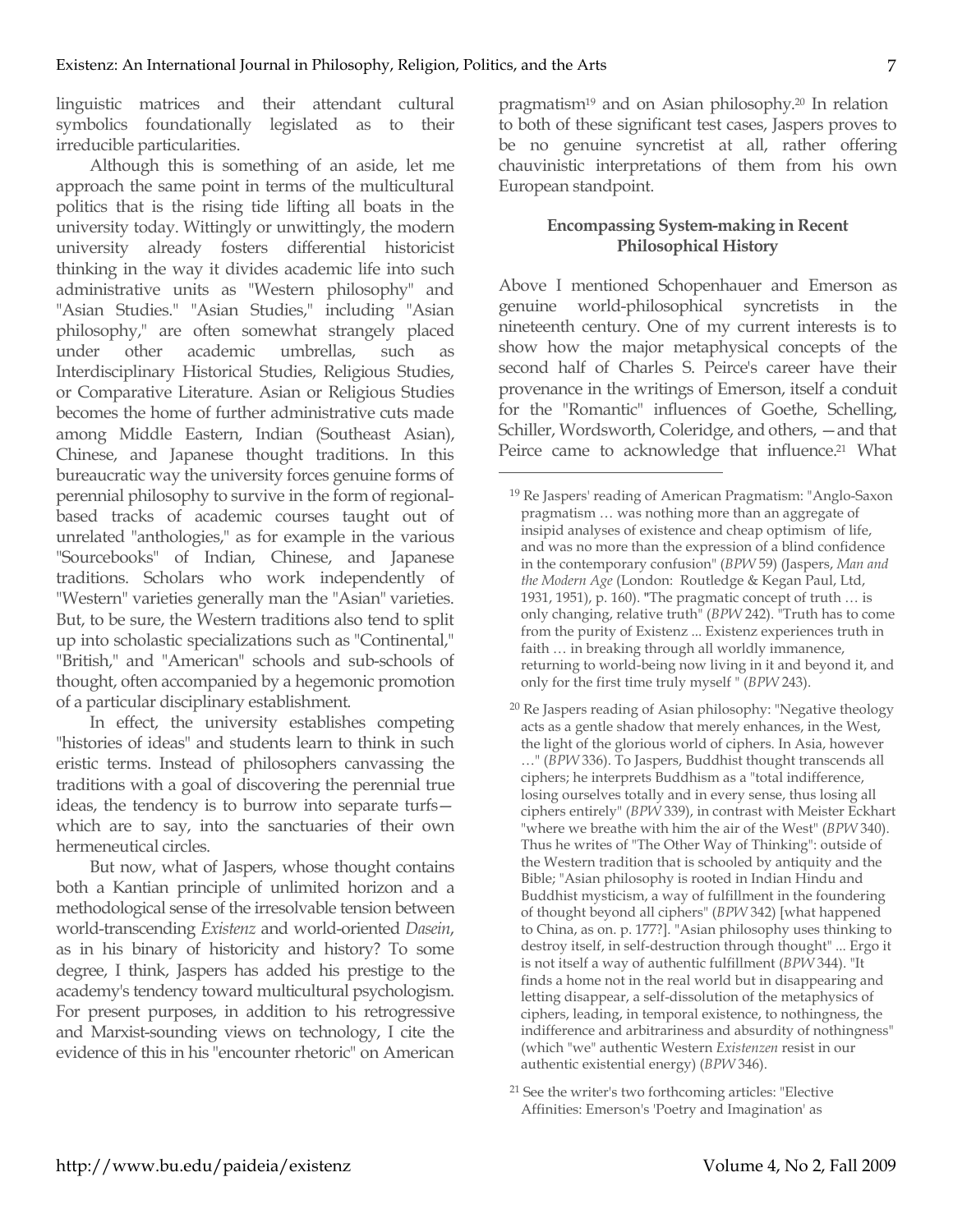linguistic matrices and their attendant cultural symbolics foundationally legislated as to their irreducible particularities.

Although this is something of an aside, let me approach the same point in terms of the multicultural politics that is the rising tide lifting all boats in the university today. Wittingly or unwittingly, the modern university already fosters differential historicist thinking in the way it divides academic life into such administrative units as "Western philosophy" and "Asian Studies." "Asian Studies," including "Asian philosophy," are often somewhat strangely placed under other academic umbrellas, such as Interdisciplinary Historical Studies, Religious Studies, or Comparative Literature. Asian or Religious Studies becomes the home of further administrative cuts made among Middle Eastern, Indian (Southeast Asian), Chinese, and Japanese thought traditions. In this bureaucratic way the university forces genuine forms of perennial philosophy to survive in the form of regional-based tracks of academic courses taught out of unrelated "anthologies," as for example in the various "Sourcebooks" of Indian, Chinese, and Japanese traditions. Scholars who work independently of "Western" varieties generally man the "Asian" varieties. But, to be sure, the Western traditions also tend to split up into scholastic specializations such as "Continental," "British," and "American" schools and sub-schools of thought, often accompanied by a hegemonic promotion of a particular disciplinary establishment.

In effect, the university establishes competing "histories of ideas" and students learn to think in such eristic terms. Instead of philosophers canvassing the traditions with a goal of discovering the perennial true ideas, the tendency is to burrow into separate turfs—which are to say, into the sanctuaries of their own hermeneutical circles.

But now, what of Jaspers, whose thought contains both a Kantian principle of unlimited horizon and a methodological sense of the irresolvable tension between world-transcending *Existenz* and world-oriented *Dasein*, as in his binary of historicity and history? To some degree, I think, Jaspers has added his prestige to the academy's tendency toward multicultural psychologism. For present purposes, in addition to his retrogressive and Marxist-sounding views on technology, I cite the evidence of this in his "encounter rhetoric" on American pragmatism[19] and on Asian philosophy.[20] In relation to both of these significant test cases, Jaspers proves to be no genuine syncretist at all, rather offering chauvinistic interpretations of them from his own European standpoint.

### Encompassing System-making in Recent Philosophical History

Above I mentioned Schopenhauer and Emerson as genuine world-philosophical syncretists in the nineteenth century. One of my current interests is to show how the major metaphysical concepts of the second half of Charles S. Peirce's career have their provenance in the writings of Emerson, itself a conduit for the "Romantic" influences of Goethe, Schelling, Schiller, Wordsworth, Coleridge, and others, —and that Peirce came to acknowledge that influence.[21] What

---

[19] Re Jaspers' reading of American Pragmatism: "Anglo-Saxon pragmatism … was nothing more than an aggregate of insipid analyses of existence and cheap optimism of life, and was no more than the expression of a blind confidence in the contemporary confusion" (*BPW* 59) (Jaspers, *Man and the Modern Age* (London: Routledge & Kegan Paul, Ltd, 1931, 1951), p. 160). "The pragmatic concept of truth … is only changing, relative truth" (*BPW* 242). "Truth has to come from the purity of Existenz ... Existenz experiences truth in faith … in breaking through all worldly immanence, returning to world-being now living in it and beyond it, and only for the first time truly myself " (*BPW* 243).

[20] Re Jaspers reading of Asian philosophy: "Negative theology acts as a gentle shadow that merely enhances, in the West, the light of the glorious world of ciphers. In Asia, however …" (*BPW* 336). To Jaspers, Buddhist thought transcends all ciphers; he interprets Buddhism as a "total indifference, losing ourselves totally and in every sense, thus losing all ciphers entirely" (*BPW* 339), in contrast with Meister Eckhart "where we breathe with him the air of the West" (*BPW* 340). Thus he writes of "The Other Way of Thinking": outside of the Western tradition that is schooled by antiquity and the Bible; "Asian philosophy is rooted in Indian Hindu and Buddhist mysticism, a way of fulfillment in the foundering of thought beyond all ciphers" (*BPW* 342) [what happened to China, as on. p. 177?]. "Asian philosophy uses thinking to destroy itself, in self-destruction through thought" ... Ergo it is not itself a way of authentic fulfillment (*BPW* 344). "It finds a home not in the real world but in disappearing and letting disappear, a self-dissolution of the metaphysics of ciphers, leading, in temporal existence, to nothingness, the indifference and arbitrariness and absurdity of nothingness" (which "we" authentic Western *Existenzen* resist in our authentic existential energy) (*BPW* 346).

[21] See the writer's two forthcoming articles: "Elective Affinities: Emerson's 'Poetry and Imagination' as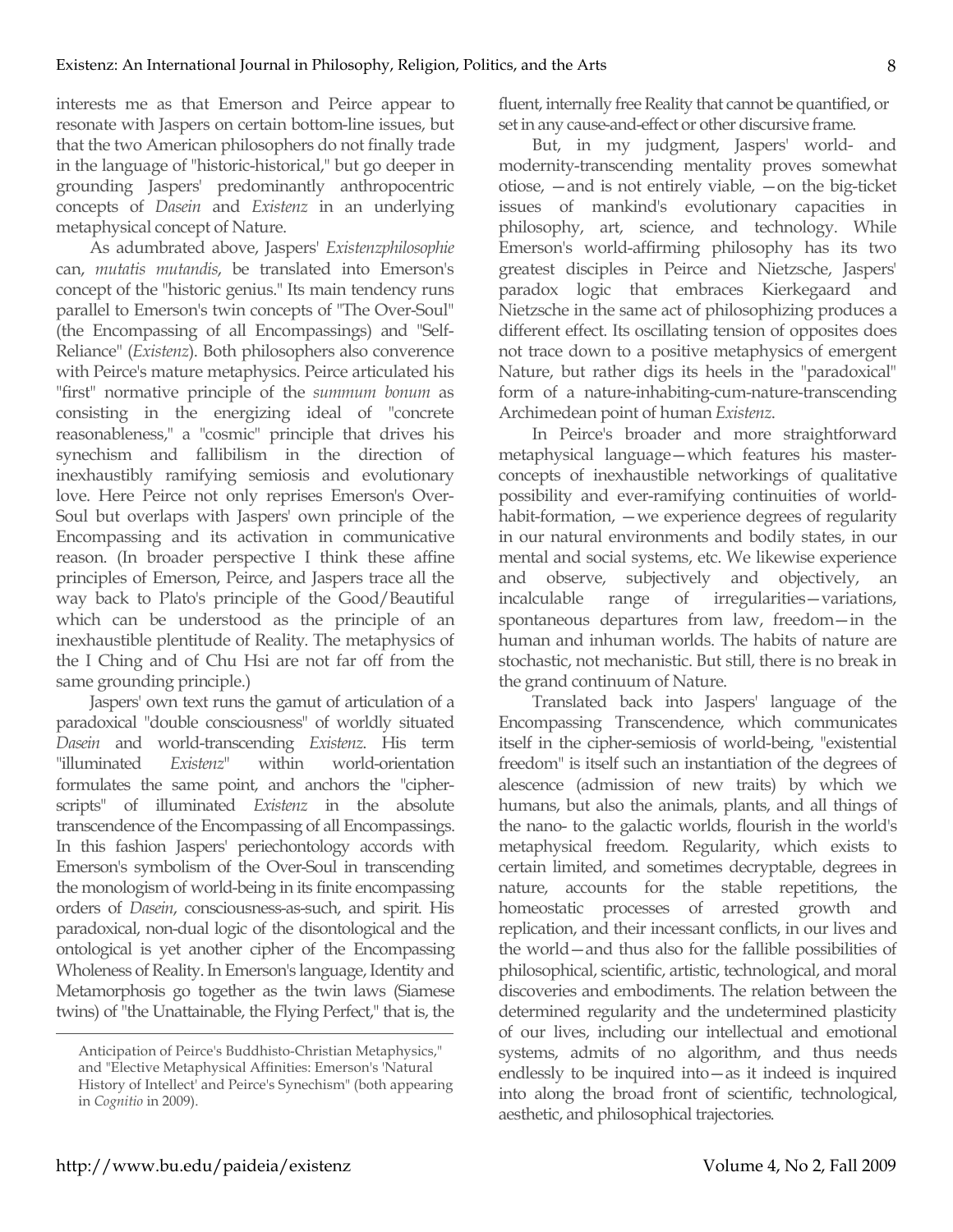interests me as that Emerson and Peirce appear to resonate with Jaspers on certain bottom-line issues, but that the two American philosophers do not finally trade in the language of "historic-historical," but go deeper in grounding Jaspers' predominantly anthropocentric concepts of *Dasein* and *Existenz* in an underlying metaphysical concept of Nature.

As adumbrated above, Jaspers' *Existenzphilosophie* can, *mutatis mutandis*, be translated into Emerson's concept of the "historic genius." Its main tendency runs parallel to Emerson's twin concepts of "The Over-Soul" (the Encompassing of all Encompassings) and "Self-Reliance" (*Existenz*). Both philosophers also converence with Peirce's mature metaphysics. Peirce articulated his "first" normative principle of the *summum bonum* as consisting in the energizing ideal of "concrete reasonableness," a "cosmic" principle that drives his synechism and fallibilism in the direction of inexhaustibly ramifying semiosis and evolutionary love. Here Peirce not only reprises Emerson's Over-Soul but overlaps with Jaspers' own principle of the Encompassing and its activation in communicative reason. (In broader perspective I think these affine principles of Emerson, Peirce, and Jaspers trace all the way back to Plato's principle of the Good/Beautiful which can be understood as the principle of an inexhaustible plentitude of Reality. The metaphysics of the I Ching and of Chu Hsi are not far off from the same grounding principle.)

Jaspers' own text runs the gamut of articulation of a paradoxical "double consciousness" of worldly situated *Dasein* and world-transcending *Existenz*. His term "illuminated *Existenz*" within world-orientation formulates the same point, and anchors the "cipher-scripts" of illuminated *Existenz* in the absolute transcendence of the Encompassing of all Encompassings. In this fashion Jaspers' periechontology accords with Emerson's symbolism of the Over-Soul in transcending the monologism of world-being in its finite encompassing orders of *Dasein*, consciousness-as-such, and spirit. His paradoxical, non-dual logic of the disontological and the ontological is yet another cipher of the Encompassing Wholeness of Reality. In Emerson's language, Identity and Metamorphosis go together as the twin laws (Siamese twins) of "the Unattainable, the Flying Perfect," that is, the fluent, internally free Reality that cannot be quantified, or set in any cause-and-effect or other discursive frame.

But, in my judgment, Jaspers' world- and modernity-transcending mentality proves somewhat otiose, —and is not entirely viable, —on the big-ticket issues of mankind's evolutionary capacities in philosophy, art, science, and technology. While Emerson's world-affirming philosophy has its two greatest disciples in Peirce and Nietzsche, Jaspers' paradox logic that embraces Kierkegaard and Nietzsche in the same act of philosophizing produces a different effect. Its oscillating tension of opposites does not trace down to a positive metaphysics of emergent Nature, but rather digs its heels in the "paradoxical" form of a nature-inhabiting-cum-nature-transcending Archimedean point of human *Existenz*.

In Peirce's broader and more straightforward metaphysical language—which features his master-concepts of inexhaustible networkings of qualitative possibility and ever-ramifying continuities of world-habit-formation, —we experience degrees of regularity in our natural environments and bodily states, in our mental and social systems, etc. We likewise experience and observe, subjectively and objectively, an incalculable range of irregularities—variations, spontaneous departures from law, freedom—in the human and inhuman worlds. The habits of nature are stochastic, not mechanistic. But still, there is no break in the grand continuum of Nature.

Translated back into Jaspers' language of the Encompassing Transcendence, which communicates itself in the cipher-semiosis of world-being, "existential freedom" is itself such an instantiation of the degrees of alescence (admission of new traits) by which we humans, but also the animals, plants, and all things of the nano- to the galactic worlds, flourish in the world's metaphysical freedom. Regularity, which exists to certain limited, and sometimes decryptable, degrees in nature, accounts for the stable repetitions, the homeostatic processes of arrested growth and replication, and their incessant conflicts, in our lives and the world—and thus also for the fallible possibilities of philosophical, scientific, artistic, technological, and moral discoveries and embodiments. The relation between the determined regularity and the undetermined plasticity of our lives, including our intellectual and emotional systems, admits of no algorithm, and thus needs endlessly to be inquired into—as it indeed is inquired into along the broad front of scientific, technological, aesthetic, and philosophical trajectories.

---

Anticipation of Peirce's Buddhisto-Christian Metaphysics," and "Elective Metaphysical Affinities: Emerson's 'Natural History of Intellect' and Peirce's Synechism" (both appearing in *Cognitio* in 2009).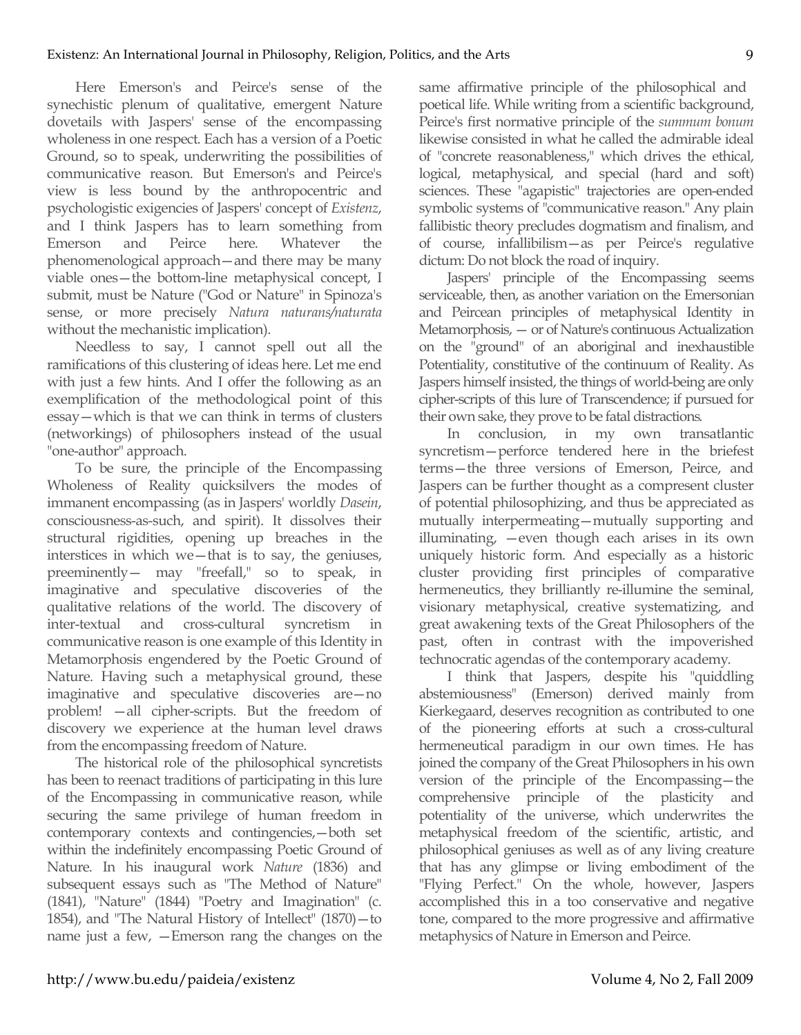Here Emerson's and Peirce's sense of the synechistic plenum of qualitative, emergent Nature dovetails with Jaspers' sense of the encompassing wholeness in one respect. Each has a version of a Poetic Ground, so to speak, underwriting the possibilities of communicative reason. But Emerson's and Peirce's view is less bound by the anthropocentric and psychologistic exigencies of Jaspers' concept of *Existenz*, and I think Jaspers has to learn something from Emerson and Peirce here. Whatever the phenomenological approach—and there may be many viable ones—the bottom-line metaphysical concept, I submit, must be Nature ("God or Nature" in Spinoza's sense, or more precisely *Natura naturans/naturata* without the mechanistic implication).

Needless to say, I cannot spell out all the ramifications of this clustering of ideas here. Let me end with just a few hints. And I offer the following as an exemplification of the methodological point of this essay—which is that we can think in terms of clusters (networkings) of philosophers instead of the usual "one-author" approach.

To be sure, the principle of the Encompassing Wholeness of Reality quicksilvers the modes of immanent encompassing (as in Jaspers' worldly *Dasein*, consciousness-as-such, and spirit). It dissolves their structural rigidities, opening up breaches in the interstices in which we—that is to say, the geniuses, preeminently— may "freefall," so to speak, in imaginative and speculative discoveries of the qualitative relations of the world. The discovery of inter-textual and cross-cultural syncretism in communicative reason is one example of this Identity in Metamorphosis engendered by the Poetic Ground of Nature. Having such a metaphysical ground, these imaginative and speculative discoveries are—no problem! —all cipher-scripts. But the freedom of discovery we experience at the human level draws from the encompassing freedom of Nature.

The historical role of the philosophical syncretists has been to reenact traditions of participating in this lure of the Encompassing in communicative reason, while securing the same privilege of human freedom in contemporary contexts and contingencies,—both set within the indefinitely encompassing Poetic Ground of Nature. In his inaugural work *Nature* (1836) and subsequent essays such as "The Method of Nature" (1841), "Nature" (1844) "Poetry and Imagination" (c. 1854), and "The Natural History of Intellect" (1870)—to name just a few, —Emerson rang the changes on the same affirmative principle of the philosophical and poetical life. While writing from a scientific background, Peirce's first normative principle of the *summum bonum* likewise consisted in what he called the admirable ideal of "concrete reasonableness," which drives the ethical, logical, metaphysical, and special (hard and soft) sciences. These "agapistic" trajectories are open-ended symbolic systems of "communicative reason." Any plain fallibistic theory precludes dogmatism and finalism, and of course, infallibilism—as per Peirce's regulative dictum: Do not block the road of inquiry.

Jaspers' principle of the Encompassing seems serviceable, then, as another variation on the Emersonian and Peircean principles of metaphysical Identity in Metamorphosis, — or of Nature's continuous Actualization on the "ground" of an aboriginal and inexhaustible Potentiality, constitutive of the continuum of Reality. As Jaspers himself insisted, the things of world-being are only cipher-scripts of this lure of Transcendence; if pursued for their own sake, they prove to be fatal distractions.

In conclusion, in my own transatlantic syncretism—perforce tendered here in the briefest terms—the three versions of Emerson, Peirce, and Jaspers can be further thought as a compresent cluster of potential philosophizing, and thus be appreciated as mutually interpermeating—mutually supporting and illuminating, —even though each arises in its own uniquely historic form. And especially as a historic cluster providing first principles of comparative hermeneutics, they brilliantly re-illumine the seminal, visionary metaphysical, creative systematizing, and great awakening texts of the Great Philosophers of the past, often in contrast with the impoverished technocratic agendas of the contemporary academy.

I think that Jaspers, despite his "quiddling abstemiousness" (Emerson) derived mainly from Kierkegaard, deserves recognition as contributed to one of the pioneering efforts at such a cross-cultural hermeneutical paradigm in our own times. He has joined the company of the Great Philosophers in his own version of the principle of the Encompassing—the comprehensive principle of the plasticity and potentiality of the universe, which underwrites the metaphysical freedom of the scientific, artistic, and philosophical geniuses as well as of any living creature that has any glimpse or living embodiment of the "Flying Perfect." On the whole, however, Jaspers accomplished this in a too conservative and negative tone, compared to the more progressive and affirmative metaphysics of Nature in Emerson and Peirce.